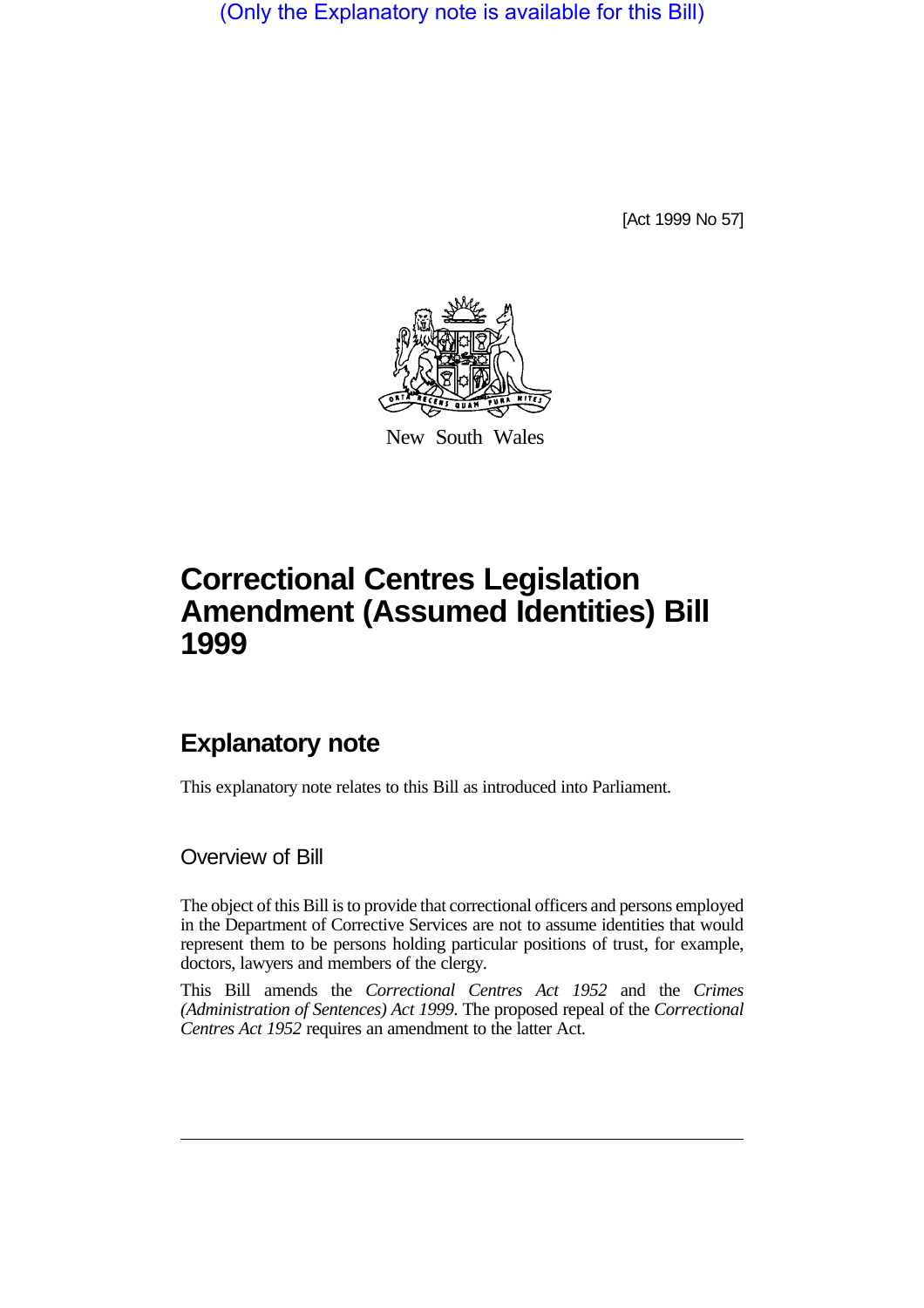(Only the Explanatory note is available for this Bill)

[Act 1999 No 57]

New South Wales

# Correctional Centres Legislation Amendment (Assumed Identities) Bill 1999

## Explanatory note

This explanatory note relates to this Bill as introduced into Parliament.

### Overview of Bill

The object of this Bill is to provide that correctional officers and persons employed in the Department of Corrective Services are not to assume identities that would represent them to be persons holding particular positions of trust, for example, doctors, lawyers and members of the clergy.

This Bill amends the *Correctional Centres Act 1952* and the *Crimes (Administration of Sentences) Act 1999*. The proposed repeal of the *Correctional Centres Act 1952* requires an amendment to the latter Act.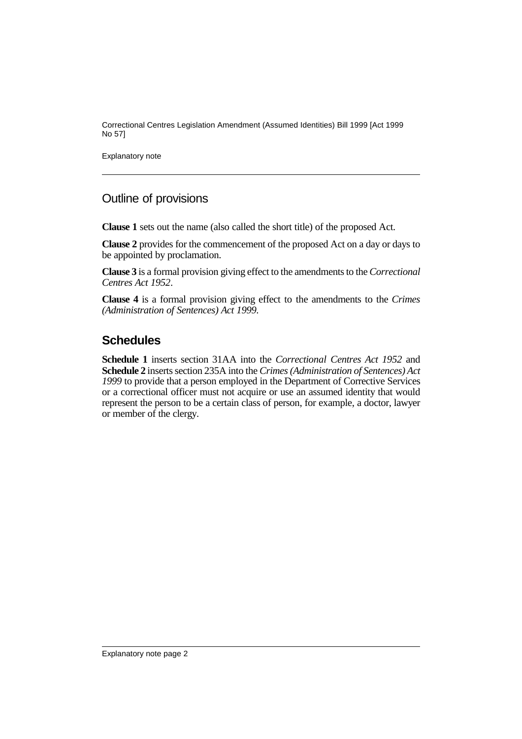## Outline of provisions

**Clause 1** sets out the name (also called the short title) of the proposed Act.

**Clause 2** provides for the commencement of the proposed Act on a day or days to be appointed by proclamation.

**Clause 3** is a formal provision giving effect to the amendments to the *Correctional Centres Act 1952*.

**Clause 4** is a formal provision giving effect to the amendments to the *Crimes (Administration of Sentences) Act 1999*.

## Schedules

**Schedule 1** inserts section 31AA into the *Correctional Centres Act 1952* and **Schedule 2** inserts section 235A into the *Crimes (Administration of Sentences) Act 1999* to provide that a person employed in the Department of Corrective Services or a correctional officer must not acquire or use an assumed identity that would represent the person to be a certain class of person, for example, a doctor, lawyer or member of the clergy.